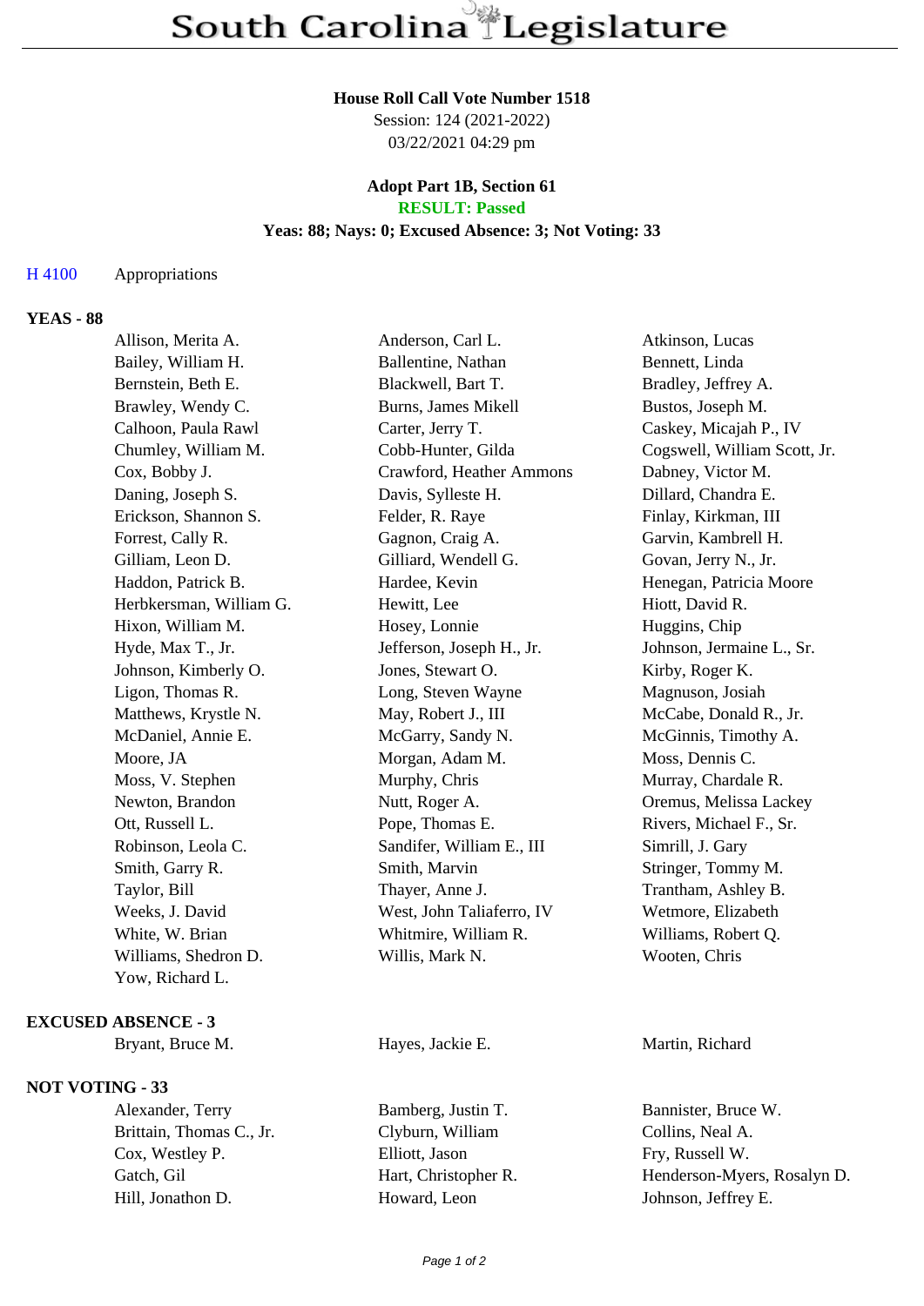# South Carolina Legislature

**House Roll Call Vote Number 1518**
Session: 124 (2021-2022)
03/22/2021 04:29 pm

**Adopt Part 1B, Section 61**
**RESULT: Passed**
**Yeas: 88; Nays: 0; Excused Absence: 3; Not Voting: 33**

H 4100 Appropriations

## YEAS - 88

| | | |
|---|---|---|
| Allison, Merita A. | Anderson, Carl L. | Atkinson, Lucas |
| Bailey, William H. | Ballentine, Nathan | Bennett, Linda |
| Bernstein, Beth E. | Blackwell, Bart T. | Bradley, Jeffrey A. |
| Brawley, Wendy C. | Burns, James Mikell | Bustos, Joseph M. |
| Calhoon, Paula Rawl | Carter, Jerry T. | Caskey, Micajah P., IV |
| Chumley, William M. | Cobb-Hunter, Gilda | Cogswell, William Scott, Jr. |
| Cox, Bobby J. | Crawford, Heather Ammons | Dabney, Victor M. |
| Daning, Joseph S. | Davis, Sylleste H. | Dillard, Chandra E. |
| Erickson, Shannon S. | Felder, R. Raye | Finlay, Kirkman, III |
| Forrest, Cally R. | Gagnon, Craig A. | Garvin, Kambrell H. |
| Gilliam, Leon D. | Gilliard, Wendell G. | Govan, Jerry N., Jr. |
| Haddon, Patrick B. | Hardee, Kevin | Henegan, Patricia Moore |
| Herbkersman, William G. | Hewitt, Lee | Hiott, David R. |
| Hixon, William M. | Hosey, Lonnie | Huggins, Chip |
| Hyde, Max T., Jr. | Jefferson, Joseph H., Jr. | Johnson, Jermaine L., Sr. |
| Johnson, Kimberly O. | Jones, Stewart O. | Kirby, Roger K. |
| Ligon, Thomas R. | Long, Steven Wayne | Magnuson, Josiah |
| Matthews, Krystle N. | May, Robert J., III | McCabe, Donald R., Jr. |
| McDaniel, Annie E. | McGarry, Sandy N. | McGinnis, Timothy A. |
| Moore, JA | Morgan, Adam M. | Moss, Dennis C. |
| Moss, V. Stephen | Murphy, Chris | Murray, Chardale R. |
| Newton, Brandon | Nutt, Roger A. | Oremus, Melissa Lackey |
| Ott, Russell L. | Pope, Thomas E. | Rivers, Michael F., Sr. |
| Robinson, Leola C. | Sandifer, William E., III | Simrill, J. Gary |
| Smith, Garry R. | Smith, Marvin | Stringer, Tommy M. |
| Taylor, Bill | Thayer, Anne J. | Trantham, Ashley B. |
| Weeks, J. David | West, John Taliaferro, IV | Wetmore, Elizabeth |
| White, W. Brian | Whitmire, William R. | Williams, Robert Q. |
| Williams, Shedron D. | Willis, Mark N. | Wooten, Chris |
| Yow, Richard L. | | |

## EXCUSED ABSENCE - 3

| | | |
|---|---|---|
| Bryant, Bruce M. | Hayes, Jackie E. | Martin, Richard |

## NOT VOTING - 33

| | | |
|---|---|---|
| Alexander, Terry | Bamberg, Justin T. | Bannister, Bruce W. |
| Brittain, Thomas C., Jr. | Clyburn, William | Collins, Neal A. |
| Cox, Westley P. | Elliott, Jason | Fry, Russell W. |
| Gatch, Gil | Hart, Christopher R. | Henderson-Myers, Rosalyn D. |
| Hill, Jonathon D. | Howard, Leon | Johnson, Jeffrey E. |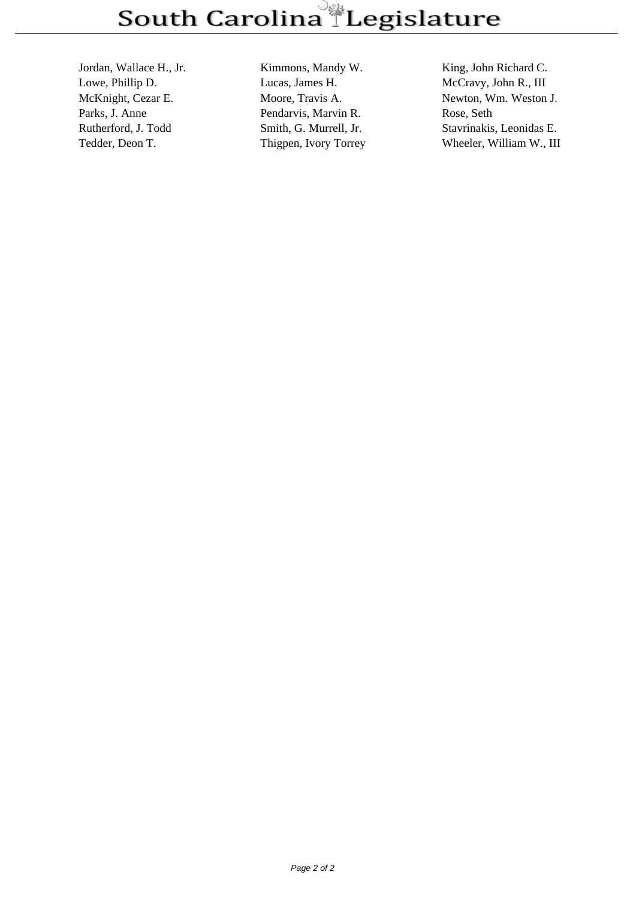| | | |
|---|---|---|
| Jordan, Wallace H., Jr. | Kimmons, Mandy W. | King, John Richard C. |
| Lowe, Phillip D. | Lucas, James H. | McCravy, John R., III |
| McKnight, Cezar E. | Moore, Travis A. | Newton, Wm. Weston J. |
| Parks, J. Anne | Pendarvis, Marvin R. | Rose, Seth |
| Rutherford, J. Todd | Smith, G. Murrell, Jr. | Stavrinakis, Leonidas E. |
| Tedder, Deon T. | Thigpen, Ivory Torrey | Wheeler, William W., III |